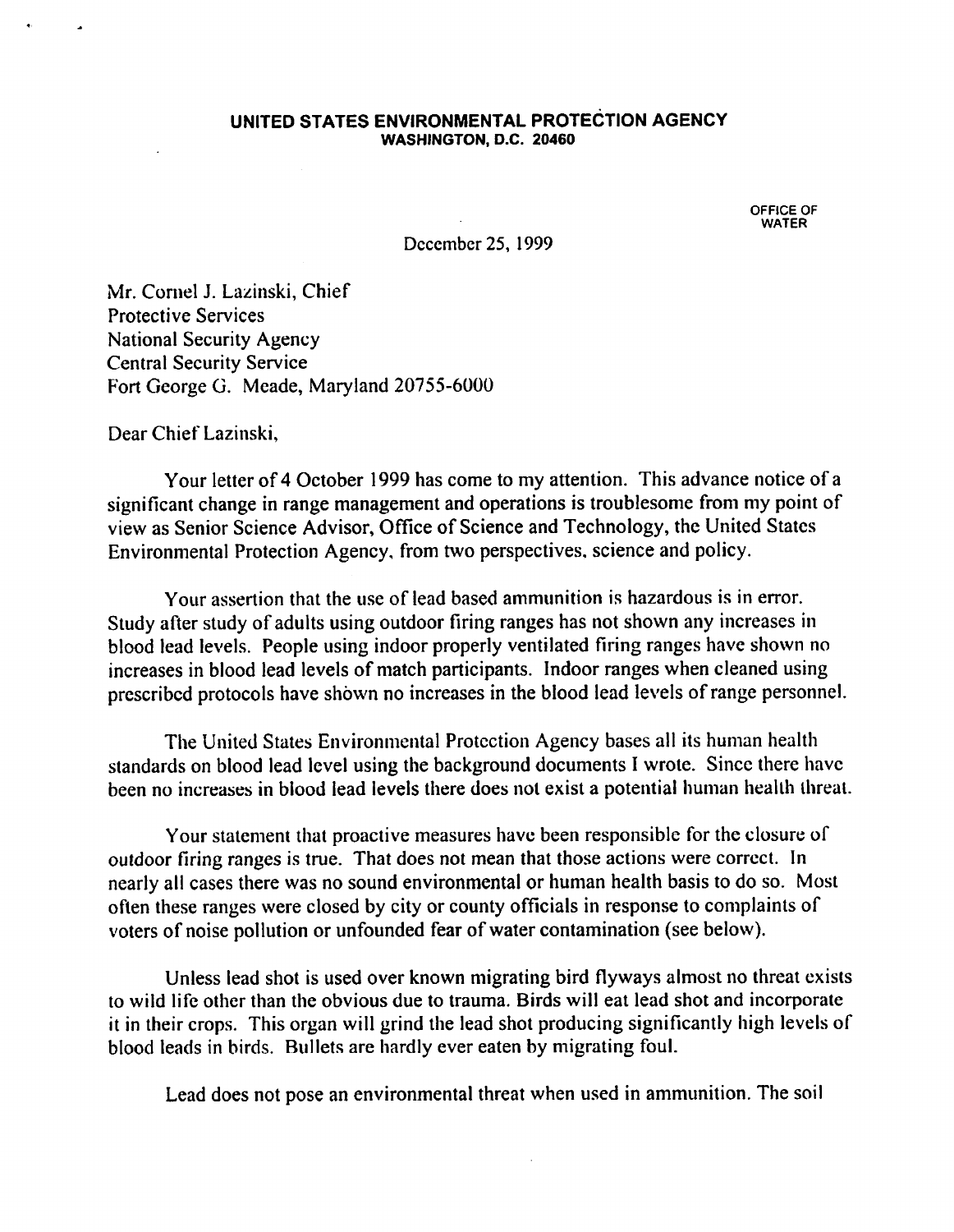**UNITED STATES ENVIRONMENTAL PROTECTION AGENCY**
**WASHINGTON, D.C. 20460**

OFFICE OF WATER

December 25, 1999

Mr. Cornel J. Lazinski, Chief
Protective Services
National Security Agency
Central Security Service
Fort George G. Meade, Maryland 20755-6000

Dear Chief Lazinski,

Your letter of 4 October 1999 has come to my attention. This advance notice of a significant change in range management and operations is troublesome from my point of view as Senior Science Advisor, Office of Science and Technology, the United States Environmental Protection Agency, from two perspectives, science and policy.

Your assertion that the use of lead based ammunition is hazardous is in error. Study after study of adults using outdoor firing ranges has not shown any increases in blood lead levels. People using indoor properly ventilated firing ranges have shown no increases in blood lead levels of match participants. Indoor ranges when cleaned using prescribed protocols have shown no increases in the blood lead levels of range personnel.

The United States Environmental Protection Agency bases all its human health standards on blood lead level using the background documents I wrote. Since there have been no increases in blood lead levels there does not exist a potential human health threat.

Your statement that proactive measures have been responsible for the closure of outdoor firing ranges is true. That does not mean that those actions were correct. In nearly all cases there was no sound environmental or human health basis to do so. Most often these ranges were closed by city or county officials in response to complaints of voters of noise pollution or unfounded fear of water contamination (see below).

Unless lead shot is used over known migrating bird flyways almost no threat exists to wild life other than the obvious due to trauma. Birds will eat lead shot and incorporate it in their crops. This organ will grind the lead shot producing significantly high levels of blood leads in birds. Bullets are hardly ever eaten by migrating foul.

Lead does not pose an environmental threat when used in ammunition. The soil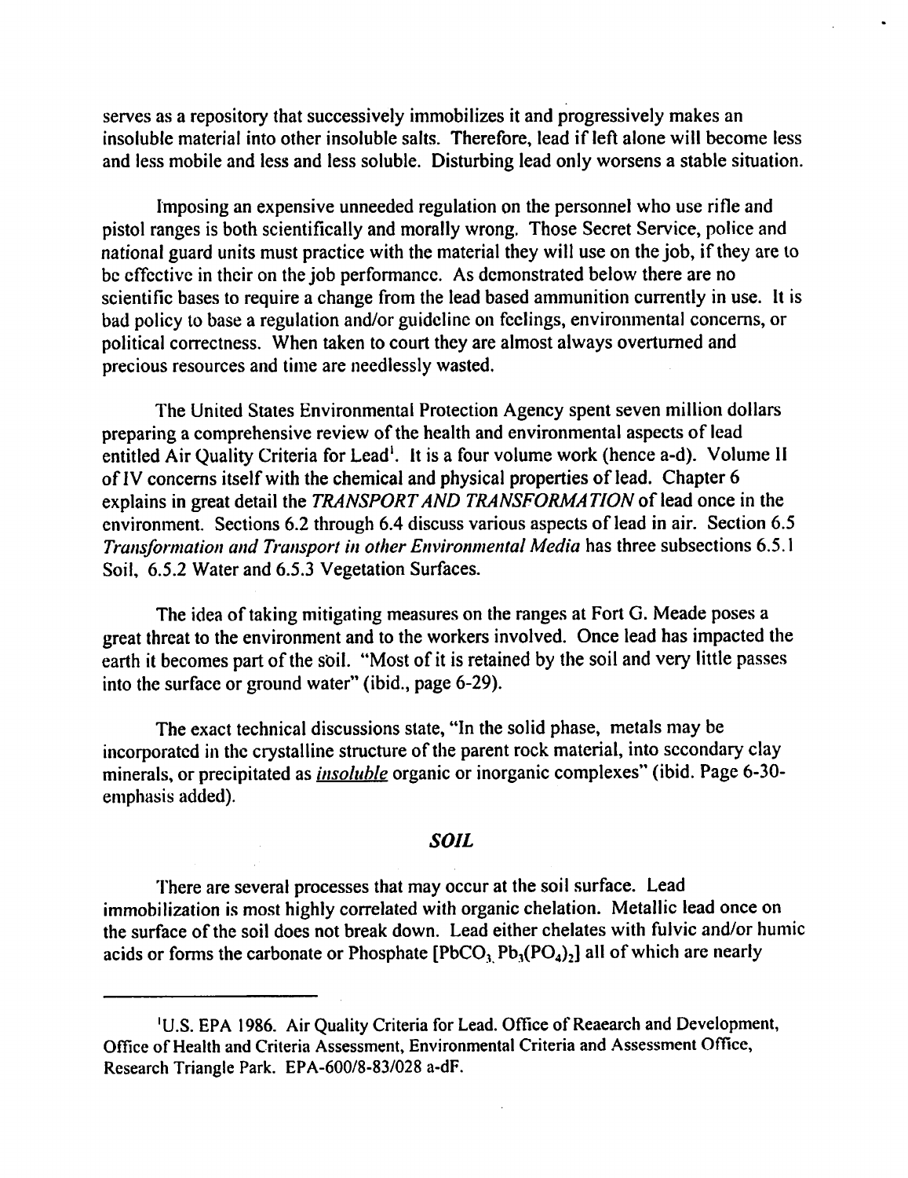serves as a repository that successively immobilizes it and progressively makes an insoluble material into other insoluble salts. Therefore, lead if left alone will become less and less mobile and less and less soluble. Disturbing lead only worsens a stable situation.

Imposing an expensive unneeded regulation on the personnel who use rifle and pistol ranges is both scientifically and morally wrong. Those Secret Service, police and national guard units must practice with the material they will use on the job, if they are to be effective in their on the job performance. As demonstrated below there are no scientific bases to require a change from the lead based ammunition currently in use. It is bad policy to base a regulation and/or guideline on feelings, environmental concerns, or political correctness. When taken to court they are almost always overturned and precious resources and time are needlessly wasted.

The United States Environmental Protection Agency spent seven million dollars preparing a comprehensive review of the health and environmental aspects of lead entitled Air Quality Criteria for Lead[1]. It is a four volume work (hence a-d). Volume II of IV concerns itself with the chemical and physical properties of lead. Chapter 6 explains in great detail the *TRANSPORT AND TRANSFORMATION* of lead once in the environment. Sections 6.2 through 6.4 discuss various aspects of lead in air. Section 6.5 *Transformation and Transport in other Environmental Media* has three subsections 6.5.1 Soil, 6.5.2 Water and 6.5.3 Vegetation Surfaces.

The idea of taking mitigating measures on the ranges at Fort G. Meade poses a great threat to the environment and to the workers involved. Once lead has impacted the earth it becomes part of the soil. "Most of it is retained by the soil and very little passes into the surface or ground water" (ibid., page 6-29).

The exact technical discussions state, "In the solid phase, metals may be incorporated in the crystalline structure of the parent rock material, into secondary clay minerals, or precipitated as *insoluble* organic or inorganic complexes" (ibid. Page 6-30- emphasis added).

## *SOIL*

There are several processes that may occur at the soil surface. Lead immobilization is most highly correlated with organic chelation. Metallic lead once on the surface of the soil does not break down. Lead either chelates with fulvic and/or humic acids or forms the carbonate or Phosphate [$PbCO_3$, $Pb_3(PO_4)_2$] all of which are nearly

---

[1] U.S. EPA 1986. Air Quality Criteria for Lead. Office of Reaearch and Development, Office of Health and Criteria Assessment, Environmental Criteria and Assessment Office, Research Triangle Park. EPA-600/8-83/028 a-dF.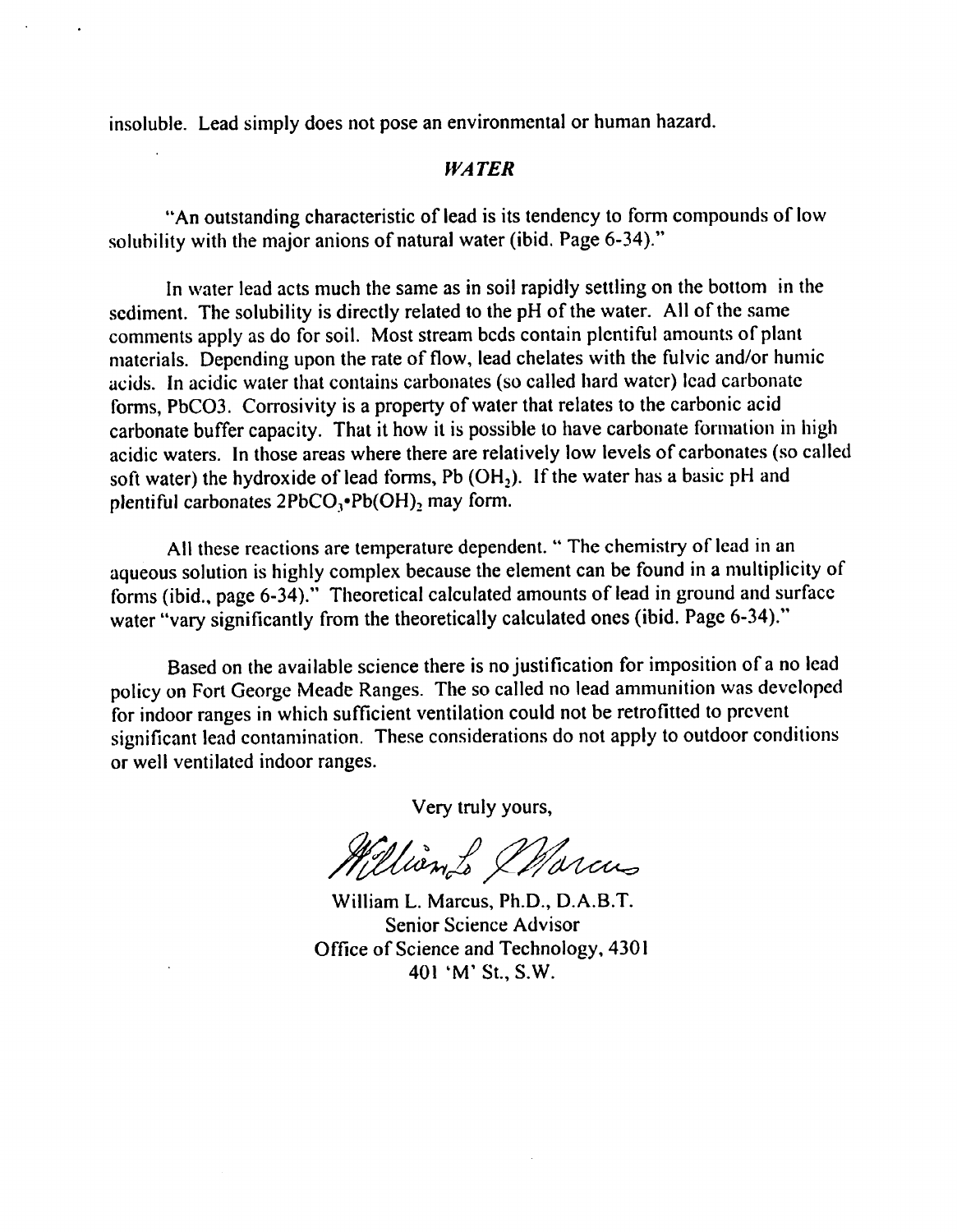insoluble. Lead simply does not pose an environmental or human hazard.

## *WATER*

"An outstanding characteristic of lead is its tendency to form compounds of low solubility with the major anions of natural water (ibid. Page 6-34)."

In water lead acts much the same as in soil rapidly settling on the bottom in the sediment. The solubility is directly related to the pH of the water. All of the same comments apply as do for soil. Most stream beds contain plentiful amounts of plant materials. Depending upon the rate of flow, lead chelates with the fulvic and/or humic acids. In acidic water that contains carbonates (so called hard water) lead carbonate forms, PbCO3. Corrosivity is a property of water that relates to the carbonic acid carbonate buffer capacity. That it how it is possible to have carbonate formation in high acidic waters. In those areas where there are relatively low levels of carbonates (so called soft water) the hydroxide of lead forms, Pb $(OH_2)$. If the water has a basic pH and plentiful carbonates $2PbCO_3 \cdot Pb(OH)_2$ may form.

All these reactions are temperature dependent. " The chemistry of lead in an aqueous solution is highly complex because the element can be found in a multiplicity of forms (ibid., page 6-34)." Theoretical calculated amounts of lead in ground and surface water "vary significantly from the theoretically calculated ones (ibid. Page 6-34)."

Based on the available science there is no justification for imposition of a no lead policy on Fort George Meade Ranges. The so called no lead ammunition was developed for indoor ranges in which sufficient ventilation could not be retrofitted to prevent significant lead contamination. These considerations do not apply to outdoor conditions or well ventilated indoor ranges.

Very truly yours,

William L. Marcus

William L. Marcus, Ph.D., D.A.B.T.
Senior Science Advisor
Office of Science and Technology, 4301
401 'M' St., S.W.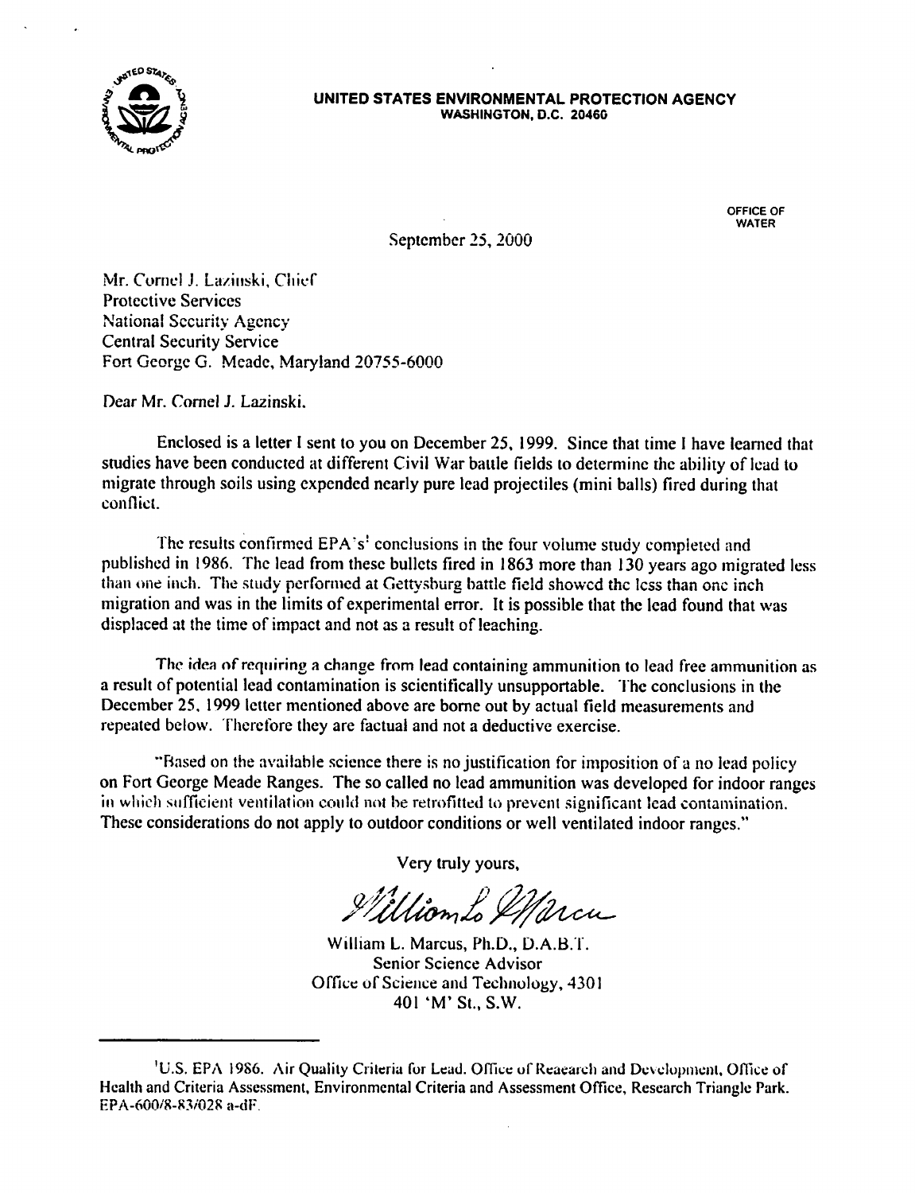**UNITED STATES ENVIRONMENTAL PROTECTION AGENCY**
**WASHINGTON, D.C. 20460**

OFFICE OF WATER

September 25, 2000

Mr. Cornel J. Lazinski, Chief
Protective Services
National Security Agency
Central Security Service
Fort George G. Meade, Maryland 20755-6000

Dear Mr. Cornel J. Lazinski,

Enclosed is a letter I sent to you on December 25, 1999. Since that time I have learned that studies have been conducted at different Civil War battle fields to determine the ability of lead to migrate through soils using expended nearly pure lead projectiles (mini balls) fired during that conflict.

The results confirmed EPA's[1] conclusions in the four volume study completed and published in 1986. The lead from these bullets fired in 1863 more than 130 years ago migrated less than one inch. The study performed at Gettysburg battle field showed the less than one inch migration and was in the limits of experimental error. It is possible that the lead found that was displaced at the time of impact and not as a result of leaching.

The idea of requiring a change from lead containing ammunition to lead free ammunition as a result of potential lead contamination is scientifically unsupportable. The conclusions in the December 25, 1999 letter mentioned above are borne out by actual field measurements and repeated below. Therefore they are factual and not a deductive exercise.

"Based on the available science there is no justification for imposition of a no lead policy on Fort George Meade Ranges. The so called no lead ammunition was developed for indoor ranges in which sufficient ventilation could not be retrofitted to prevent significant lead contamination. These considerations do not apply to outdoor conditions or well ventilated indoor ranges."

Very truly yours,

William L. Marcus, Ph.D., D.A.B.T.
Senior Science Advisor
Office of Science and Technology, 4301
401 'M' St., S.W.

---

[1] U.S. EPA 1986. Air Quality Criteria for Lead. Office of Reaearch and Development, Office of Health and Criteria Assessment, Environmental Criteria and Assessment Office, Research Triangle Park. EPA-600/8-83/028 a-dF.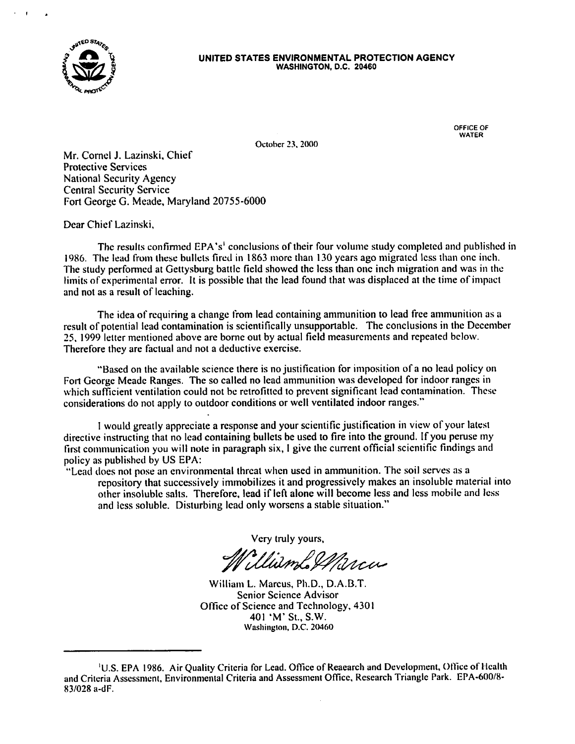**UNITED STATES ENVIRONMENTAL PROTECTION AGENCY**
**WASHINGTON, D.C. 20460**

OFFICE OF WATER

October 23, 2000

Mr. Cornel J. Lazinski, Chief
Protective Services
National Security Agency
Central Security Service
Fort George G. Meade, Maryland 20755-6000

Dear Chief Lazinski,

The results confirmed EPA's[1] conclusions of their four volume study completed and published in 1986. The lead from these bullets fired in 1863 more than 130 years ago migrated less than one inch. The study performed at Gettysburg battle field showed the less than one inch migration and was in the limits of experimental error. It is possible that the lead found that was displaced at the time of impact and not as a result of leaching.

The idea of requiring a change from lead containing ammunition to lead free ammunition as a result of potential lead contamination is scientifically unsupportable. The conclusions in the December 25, 1999 letter mentioned above are borne out by actual field measurements and repeated below. Therefore they are factual and not a deductive exercise.

"Based on the available science there is no justification for imposition of a no lead policy on Fort George Meade Ranges. The so called no lead ammunition was developed for indoor ranges in which sufficient ventilation could not be retrofitted to prevent significant lead contamination. These considerations do not apply to outdoor conditions or well ventilated indoor ranges."

I would greatly appreciate a response and your scientific justification in view of your latest directive instructing that no lead containing bullets be used to fire into the ground. If you peruse my first communication you will note in paragraph six, I give the current official scientific findings and policy as published by US EPA:

"Lead does not pose an environmental threat when used in ammunition. The soil serves as a repository that successively immobilizes it and progressively makes an insoluble material into other insoluble salts. Therefore, lead if left alone will become less and less mobile and less and less soluble. Disturbing lead only worsens a stable situation."

Very truly yours,

William L. Marcus

William L. Marcus, Ph.D., D.A.B.T.
Senior Science Advisor
Office of Science and Technology, 4301
401 'M' St., S.W.
Washington, D.C. 20460

---

[1] U.S. EPA 1986. Air Quality Criteria for Lead. Office of Reaearch and Development, Office of Health and Criteria Assessment, Environmental Criteria and Assessment Office, Research Triangle Park. EPA-600/8-83/028 a-dF.